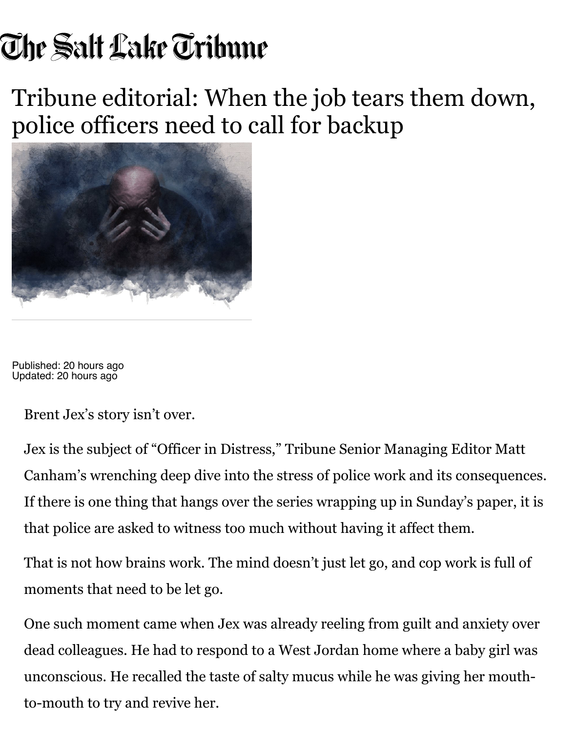The Salt Lake Tribune

# Tribune editorial: When the job tears them down, police officers need to call for backup

Published: 20 hours ago
Updated: 20 hours ago

Brent Jex's story isn't over.

Jex is the subject of "Officer in Distress," Tribune Senior Managing Editor Matt Canham's wrenching deep dive into the stress of police work and its consequences. If there is one thing that hangs over the series wrapping up in Sunday's paper, it is that police are asked to witness too much without having it affect them.

That is not how brains work. The mind doesn't just let go, and cop work is full of moments that need to be let go.

One such moment came when Jex was already reeling from guilt and anxiety over dead colleagues. He had to respond to a West Jordan home where a baby girl was unconscious. He recalled the taste of salty mucus while he was giving her mouth-to-mouth to try and revive her.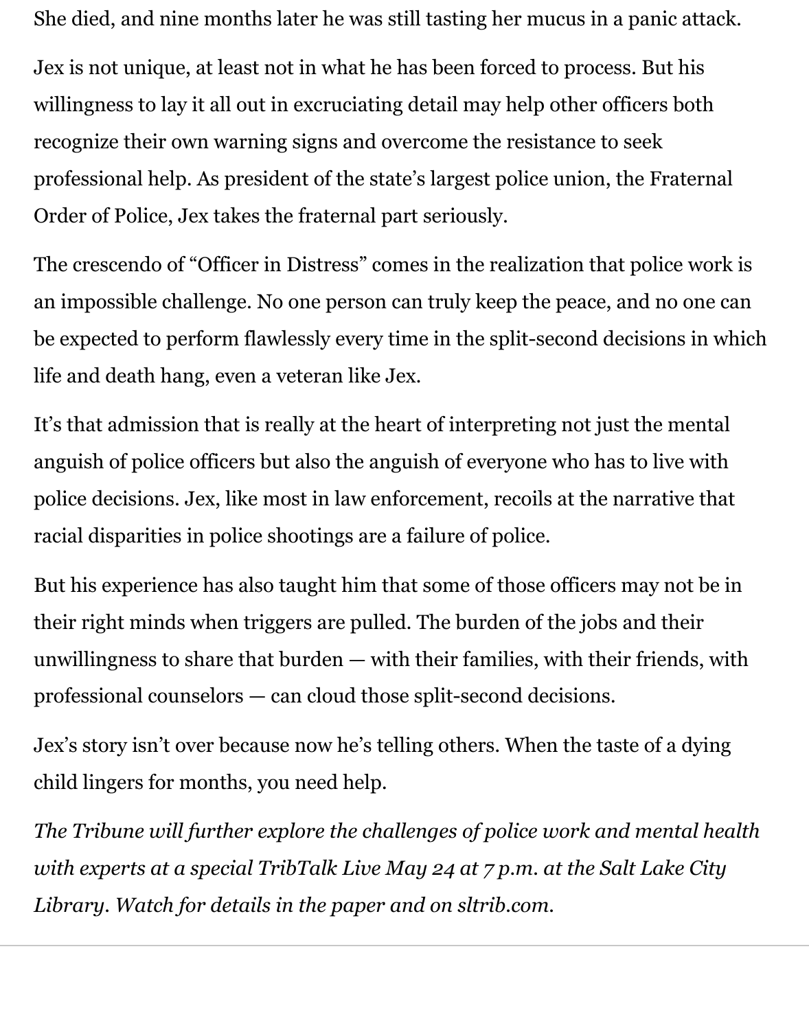She died, and nine months later he was still tasting her mucus in a panic attack.

Jex is not unique, at least not in what he has been forced to process. But his willingness to lay it all out in excruciating detail may help other officers both recognize their own warning signs and overcome the resistance to seek professional help. As president of the state's largest police union, the Fraternal Order of Police, Jex takes the fraternal part seriously.

The crescendo of "Officer in Distress" comes in the realization that police work is an impossible challenge. No one person can truly keep the peace, and no one can be expected to perform flawlessly every time in the split-second decisions in which life and death hang, even a veteran like Jex.

It's that admission that is really at the heart of interpreting not just the mental anguish of police officers but also the anguish of everyone who has to live with police decisions. Jex, like most in law enforcement, recoils at the narrative that racial disparities in police shootings are a failure of police.

But his experience has also taught him that some of those officers may not be in their right minds when triggers are pulled. The burden of the jobs and their unwillingness to share that burden — with their families, with their friends, with professional counselors — can cloud those split-second decisions.

Jex's story isn't over because now he's telling others. When the taste of a dying child lingers for months, you need help.

*The Tribune will further explore the challenges of police work and mental health with experts at a special TribTalk Live May 24 at 7 p.m. at the Salt Lake City Library. Watch for details in the paper and on sltrib.com.*